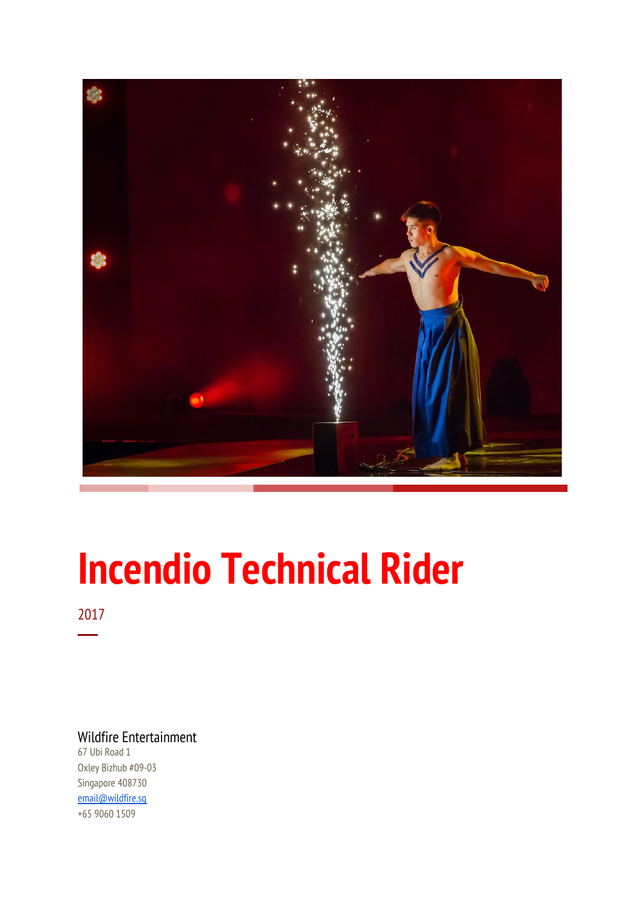# Incendio Technical Rider

2017

Wildfire Entertainment
67 Ubi Road 1
Oxley Bizhub #09-03
Singapore 408730
[email@wildfire.sg](mailto:email@wildfire.sg)
+65 9060 1509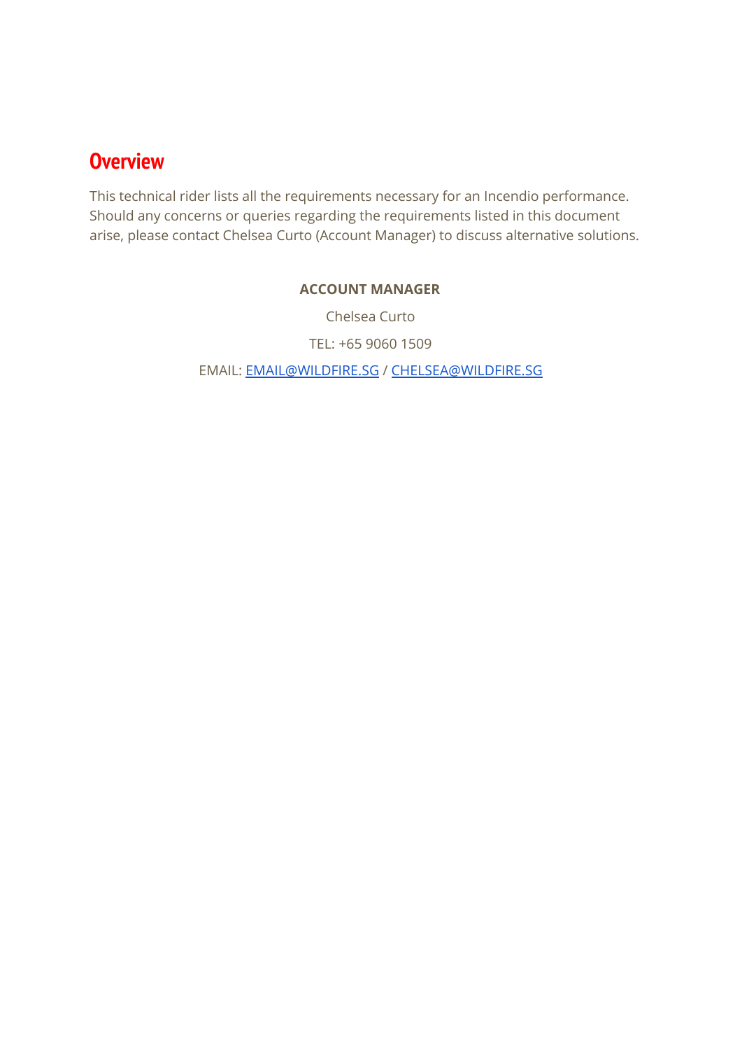## Overview

This technical rider lists all the requirements necessary for an Incendio performance. Should any concerns or queries regarding the requirements listed in this document arise, please contact Chelsea Curto (Account Manager) to discuss alternative solutions.

**ACCOUNT MANAGER**

Chelsea Curto

TEL: +65 9060 1509

EMAIL: EMAIL@WILDFIRE.SG / CHELSEA@WILDFIRE.SG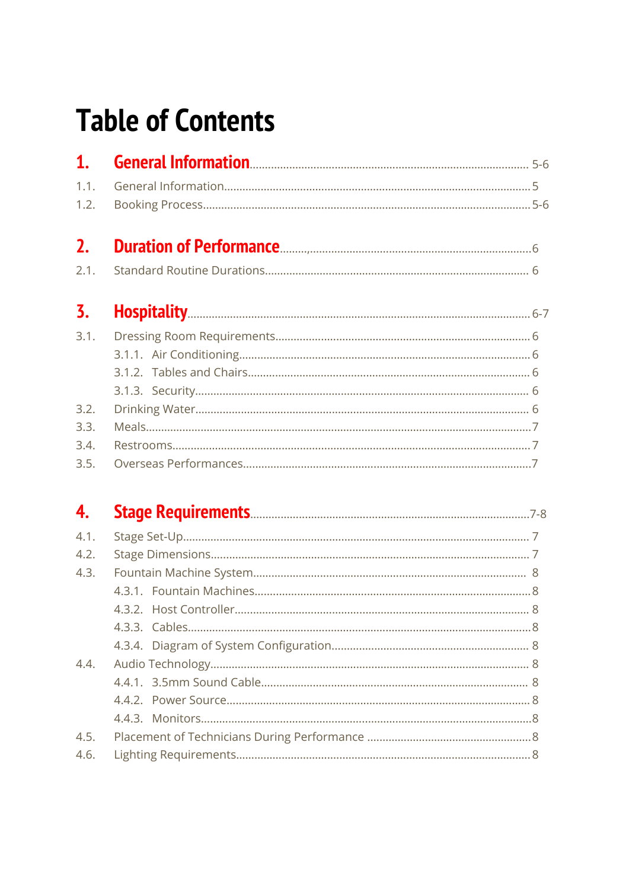# Table of Contents

**1. General Information** ........ 5-6

- 1.1. General Information ........ 5
- 1.2. Booking Process ........ 5-6

**2. Duration of Performance** ........ 6

- 2.1. Standard Routine Durations ........ 6

**3. Hospitality** ........ 6-7

- 3.1. Dressing Room Requirements ........ 6
  - 3.1.1. Air Conditioning ........ 6
  - 3.1.2. Tables and Chairs ........ 6
  - 3.1.3. Security ........ 6
- 3.2. Drinking Water ........ 6
- 3.3. Meals ........ 7
- 3.4. Restrooms ........ 7
- 3.5. Overseas Performances ........ 7

**4. Stage Requirements** ........ 7-8

- 4.1. Stage Set-Up ........ 7
- 4.2. Stage Dimensions ........ 7
- 4.3. Fountain Machine System ........ 8
  - 4.3.1. Fountain Machines ........ 8
  - 4.3.2. Host Controller ........ 8
  - 4.3.3. Cables ........ 8
  - 4.3.4. Diagram of System Configuration ........ 8
- 4.4. Audio Technology ........ 8
  - 4.4.1. 3.5mm Sound Cable ........ 8
  - 4.4.2. Power Source ........ 8
  - 4.4.3. Monitors ........ 8
- 4.5. Placement of Technicians During Performance ........ 8
- 4.6. Lighting Requirements ........ 8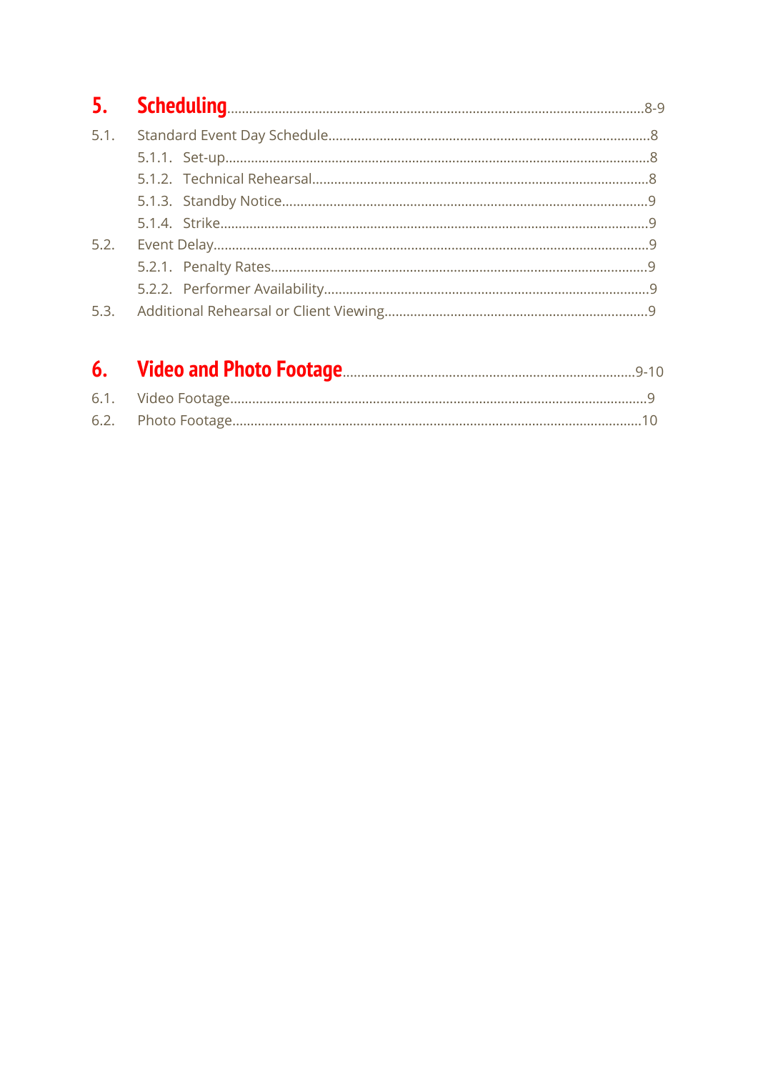# 5. Scheduling ........ 8-9

5.1. Standard Event Day Schedule ........ 8

- 5.1.1. Set-up ........ 8
- 5.1.2. Technical Rehearsal ........ 8
- 5.1.3. Standby Notice ........ 9
- 5.1.4. Strike ........ 9

5.2. Event Delay ........ 9

- 5.2.1. Penalty Rates ........ 9
- 5.2.2. Performer Availability ........ 9

5.3. Additional Rehearsal or Client Viewing ........ 9

# 6. Video and Photo Footage ........ 9-10

6.1. Video Footage ........ 9

6.2. Photo Footage ........ 10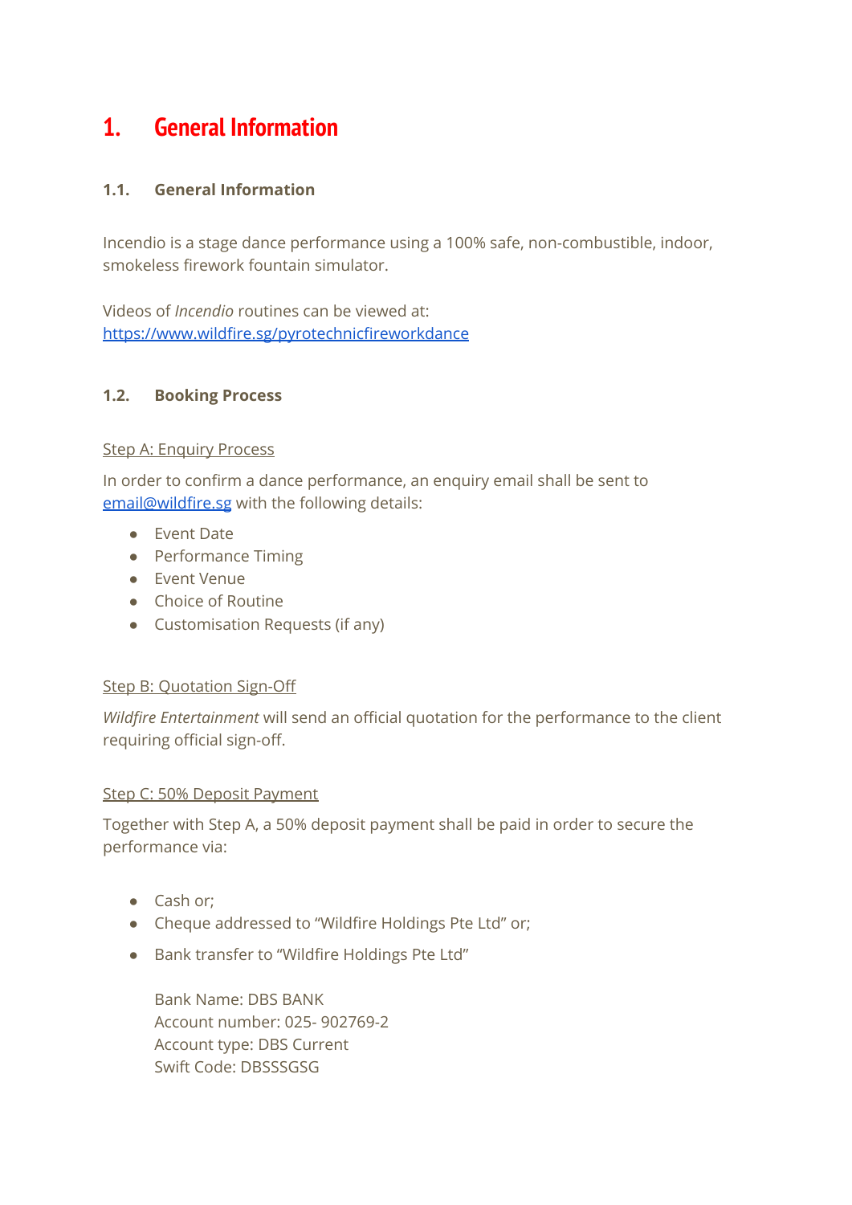# 1. General Information

## 1.1. General Information

Incendio is a stage dance performance using a 100% safe, non-combustible, indoor, smokeless firework fountain simulator.

Videos of *Incendio* routines can be viewed at:
[https://www.wildfire.sg/pyrotechnicfireworkdance](https://www.wildfire.sg/pyrotechnicfireworkdance)

## 1.2. Booking Process

Step A: Enquiry Process

In order to confirm a dance performance, an enquiry email shall be sent to [email@wildfire.sg](mailto:email@wildfire.sg) with the following details:

- Event Date
- Performance Timing
- Event Venue
- Choice of Routine
- Customisation Requests (if any)

Step B: Quotation Sign-Off

*Wildfire Entertainment* will send an official quotation for the performance to the client requiring official sign-off.

Step C: 50% Deposit Payment

Together with Step A, a 50% deposit payment shall be paid in order to secure the performance via:

- Cash or;
- Cheque addressed to "Wildfire Holdings Pte Ltd" or;
- Bank transfer to "Wildfire Holdings Pte Ltd"

  Bank Name: DBS BANK
  Account number: 025- 902769-2
  Account type: DBS Current
  Swift Code: DBSSSGSG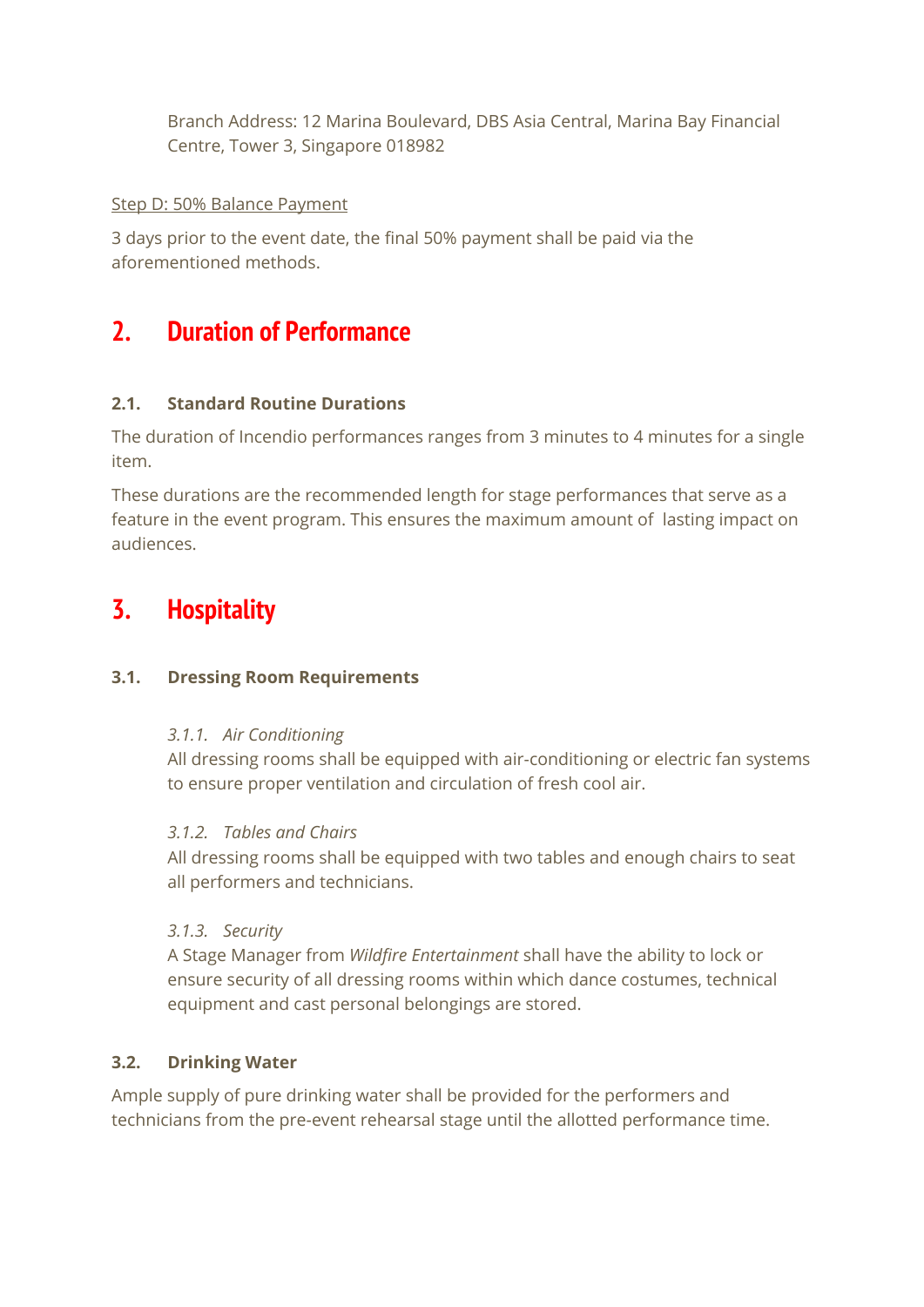Branch Address: 12 Marina Boulevard, DBS Asia Central, Marina Bay Financial Centre, Tower 3, Singapore 018982

<u>Step D: 50% Balance Payment</u>

3 days prior to the event date, the final 50% payment shall be paid via the aforementioned methods.

# 2. Duration of Performance

### 2.1. Standard Routine Durations

The duration of Incendio performances ranges from 3 minutes to 4 minutes for a single item.

These durations are the recommended length for stage performances that serve as a feature in the event program. This ensures the maximum amount of  lasting impact on audiences.

# 3. Hospitality

### 3.1. Dressing Room Requirements

*3.1.1. Air Conditioning*
All dressing rooms shall be equipped with air-conditioning or electric fan systems to ensure proper ventilation and circulation of fresh cool air.

*3.1.2. Tables and Chairs*
All dressing rooms shall be equipped with two tables and enough chairs to seat all performers and technicians.

*3.1.3. Security*
A Stage Manager from *Wildfire Entertainment* shall have the ability to lock or ensure security of all dressing rooms within which dance costumes, technical equipment and cast personal belongings are stored.

### 3.2. Drinking Water

Ample supply of pure drinking water shall be provided for the performers and technicians from the pre-event rehearsal stage until the allotted performance time.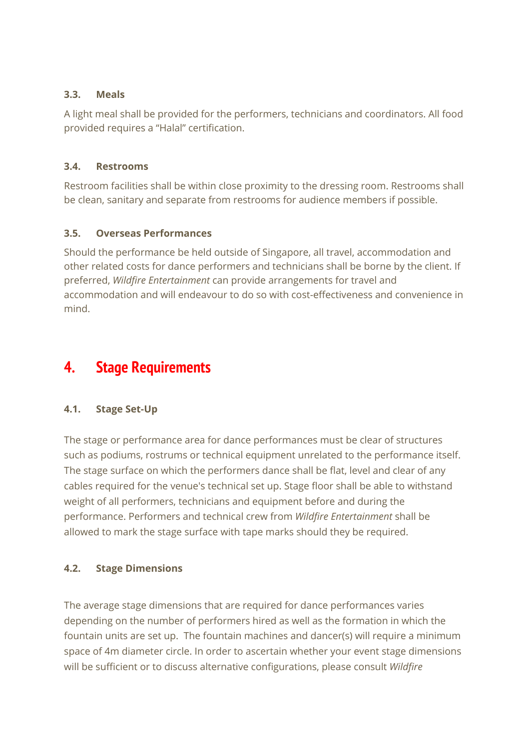### 3.3. Meals

A light meal shall be provided for the performers, technicians and coordinators. All food provided requires a “Halal” certification.

### 3.4. Restrooms

Restroom facilities shall be within close proximity to the dressing room. Restrooms shall be clean, sanitary and separate from restrooms for audience members if possible.

### 3.5. Overseas Performances

Should the performance be held outside of Singapore, all travel, accommodation and other related costs for dance performers and technicians shall be borne by the client. If preferred, *Wildfire Entertainment* can provide arrangements for travel and accommodation and will endeavour to do so with cost-effectiveness and convenience in mind.

## 4. Stage Requirements

### 4.1. Stage Set-Up

The stage or performance area for dance performances must be clear of structures such as podiums, rostrums or technical equipment unrelated to the performance itself. The stage surface on which the performers dance shall be flat, level and clear of any cables required for the venue's technical set up. Stage floor shall be able to withstand weight of all performers, technicians and equipment before and during the performance. Performers and technical crew from *Wildfire Entertainment* shall be allowed to mark the stage surface with tape marks should they be required.

### 4.2. Stage Dimensions

The average stage dimensions that are required for dance performances varies depending on the number of performers hired as well as the formation in which the fountain units are set up. The fountain machines and dancer(s) will require a minimum space of 4m diameter circle. In order to ascertain whether your event stage dimensions will be sufficient or to discuss alternative configurations, please consult *Wildfire*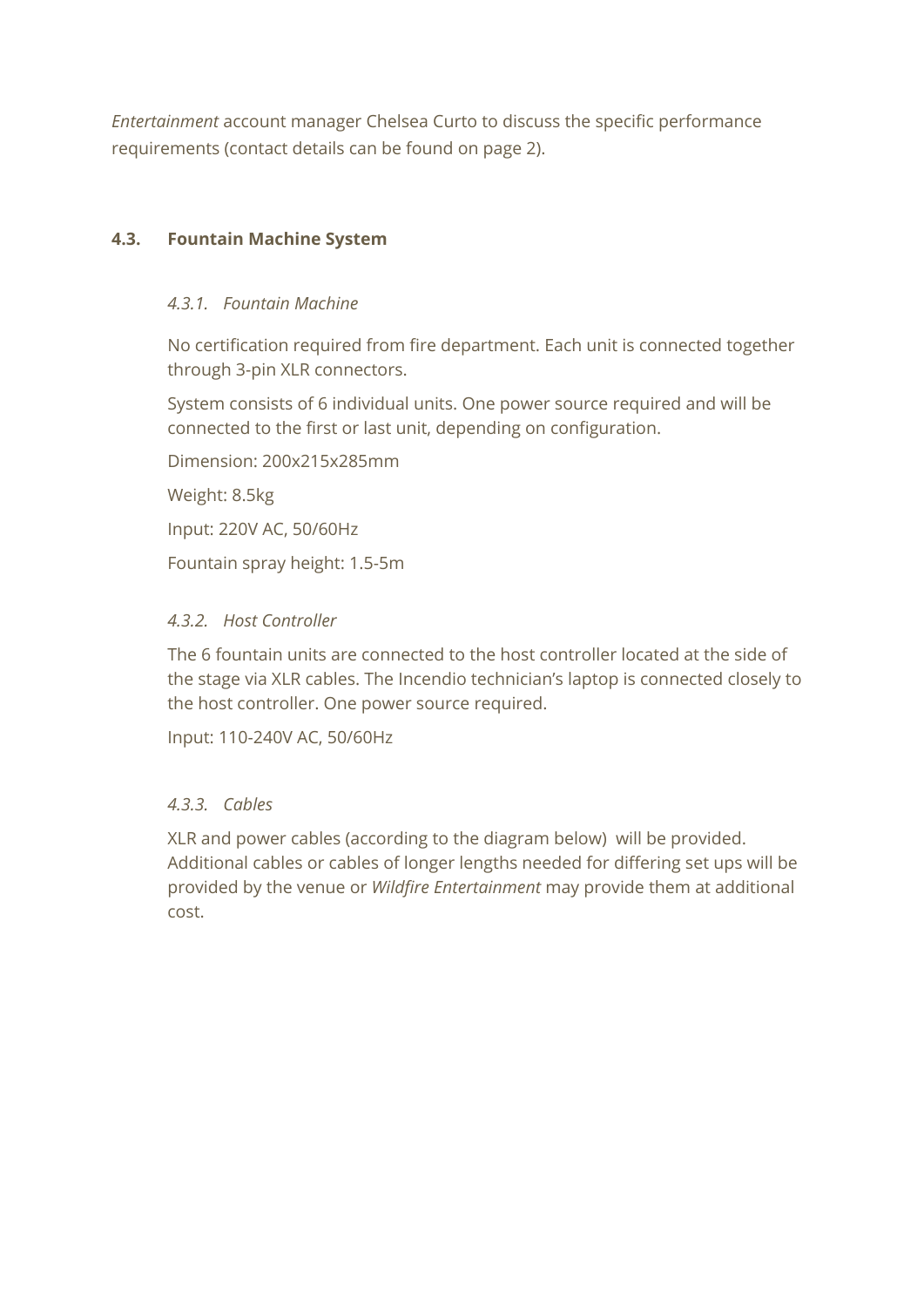*Entertainment* account manager Chelsea Curto to discuss the specific performance requirements (contact details can be found on page 2).

## 4.3. Fountain Machine System

### *4.3.1. Fountain Machine*

No certification required from fire department. Each unit is connected together through 3-pin XLR connectors.

System consists of 6 individual units. One power source required and will be connected to the first or last unit, depending on configuration.

Dimension: 200x215x285mm

Weight: 8.5kg

Input: 220V AC, 50/60Hz

Fountain spray height: 1.5-5m

### *4.3.2. Host Controller*

The 6 fountain units are connected to the host controller located at the side of the stage via XLR cables. The Incendio technician's laptop is connected closely to the host controller. One power source required.

Input: 110-240V AC, 50/60Hz

### *4.3.3. Cables*

XLR and power cables (according to the diagram below) will be provided. Additional cables or cables of longer lengths needed for differing set ups will be provided by the venue or *Wildfire Entertainment* may provide them at additional cost.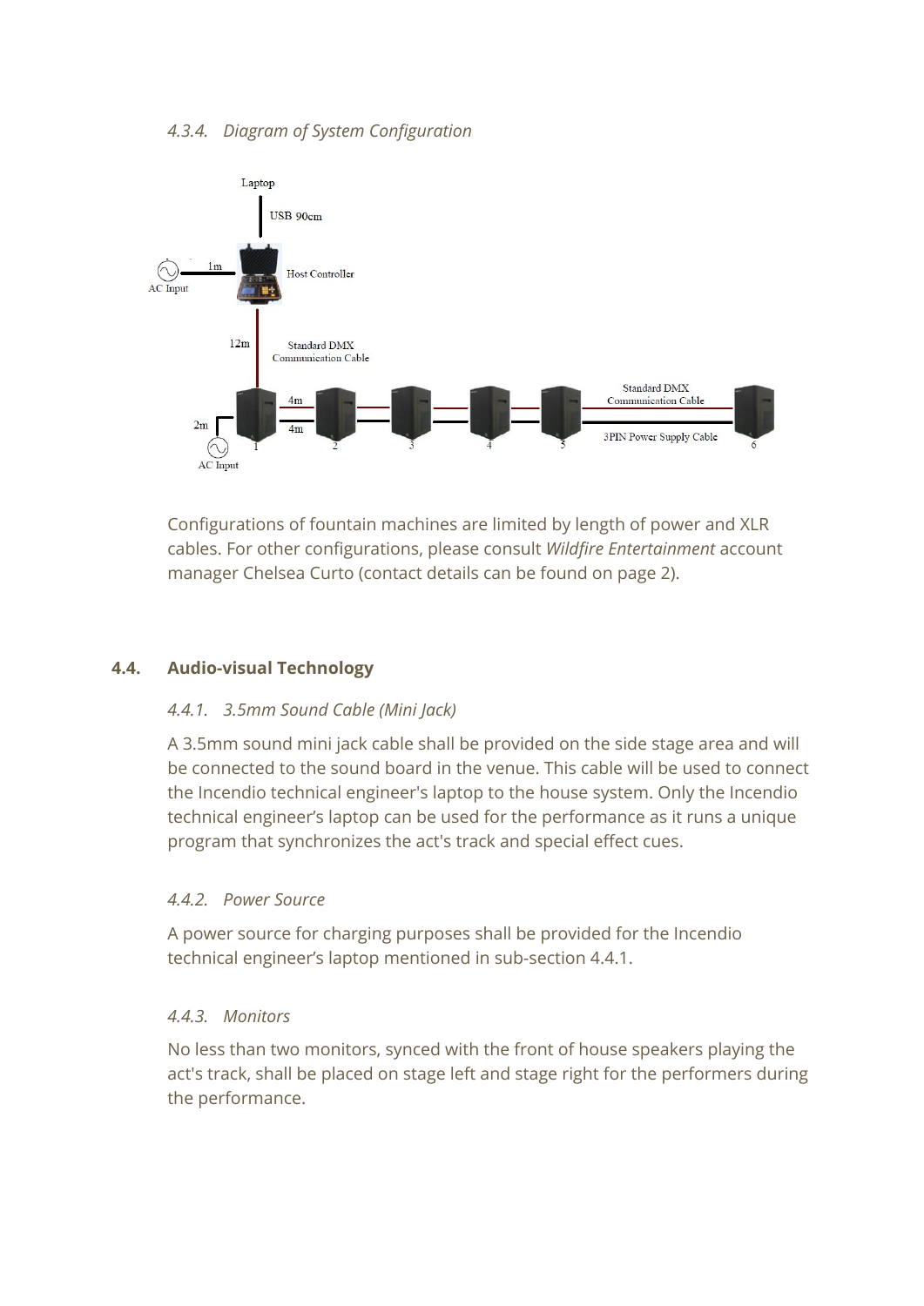#### *4.3.4. Diagram of System Configuration*

Laptop

USB 90cm

1m

AC Input

Host Controller

12m

Standard DMX Communication Cable

4m

4m

2m

AC Input

Standard DMX Communication Cable

3PIN Power Supply Cable

1 2 3 4 5 6

Configurations of fountain machines are limited by length of power and XLR cables. For other configurations, please consult *Wildfire Entertainment* account manager Chelsea Curto (contact details can be found on page 2).

### 4.4. Audio-visual Technology

#### *4.4.1. 3.5mm Sound Cable (Mini Jack)*

A 3.5mm sound mini jack cable shall be provided on the side stage area and will be connected to the sound board in the venue. This cable will be used to connect the Incendio technical engineer's laptop to the house system. Only the Incendio technical engineer's laptop can be used for the performance as it runs a unique program that synchronizes the act's track and special effect cues.

#### *4.4.2. Power Source*

A power source for charging purposes shall be provided for the Incendio technical engineer's laptop mentioned in sub-section 4.4.1.

#### *4.4.3. Monitors*

No less than two monitors, synced with the front of house speakers playing the act's track, shall be placed on stage left and stage right for the performers during the performance.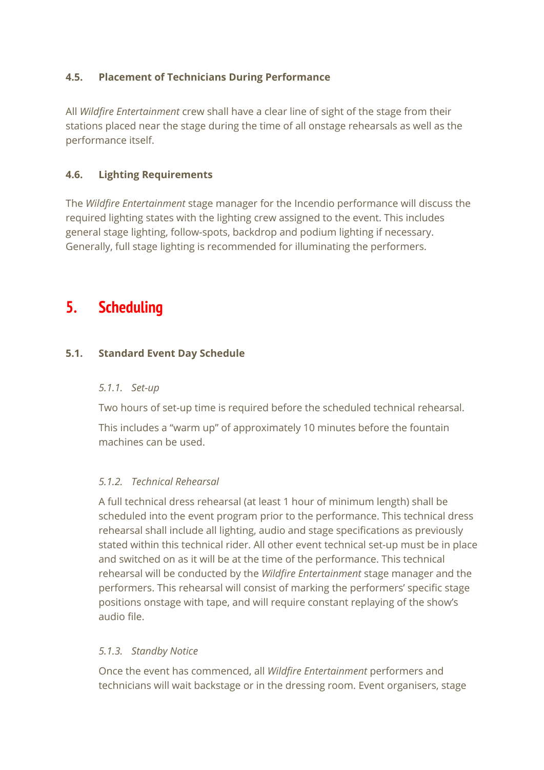### 4.5. Placement of Technicians During Performance

All *Wildfire Entertainment* crew shall have a clear line of sight of the stage from their stations placed near the stage during the time of all onstage rehearsals as well as the performance itself.

### 4.6. Lighting Requirements

The *Wildfire Entertainment* stage manager for the Incendio performance will discuss the required lighting states with the lighting crew assigned to the event. This includes general stage lighting, follow-spots, backdrop and podium lighting if necessary. Generally, full stage lighting is recommended for illuminating the performers.

## 5. Scheduling

### 5.1. Standard Event Day Schedule

#### *5.1.1. Set-up*

Two hours of set-up time is required before the scheduled technical rehearsal.

This includes a "warm up" of approximately 10 minutes before the fountain machines can be used.

#### *5.1.2. Technical Rehearsal*

A full technical dress rehearsal (at least 1 hour of minimum length) shall be scheduled into the event program prior to the performance. This technical dress rehearsal shall include all lighting, audio and stage specifications as previously stated within this technical rider. All other event technical set-up must be in place and switched on as it will be at the time of the performance. This technical rehearsal will be conducted by the *Wildfire Entertainment* stage manager and the performers. This rehearsal will consist of marking the performers' specific stage positions onstage with tape, and will require constant replaying of the show's audio file.

#### *5.1.3. Standby Notice*

Once the event has commenced, all *Wildfire Entertainment* performers and technicians will wait backstage or in the dressing room. Event organisers, stage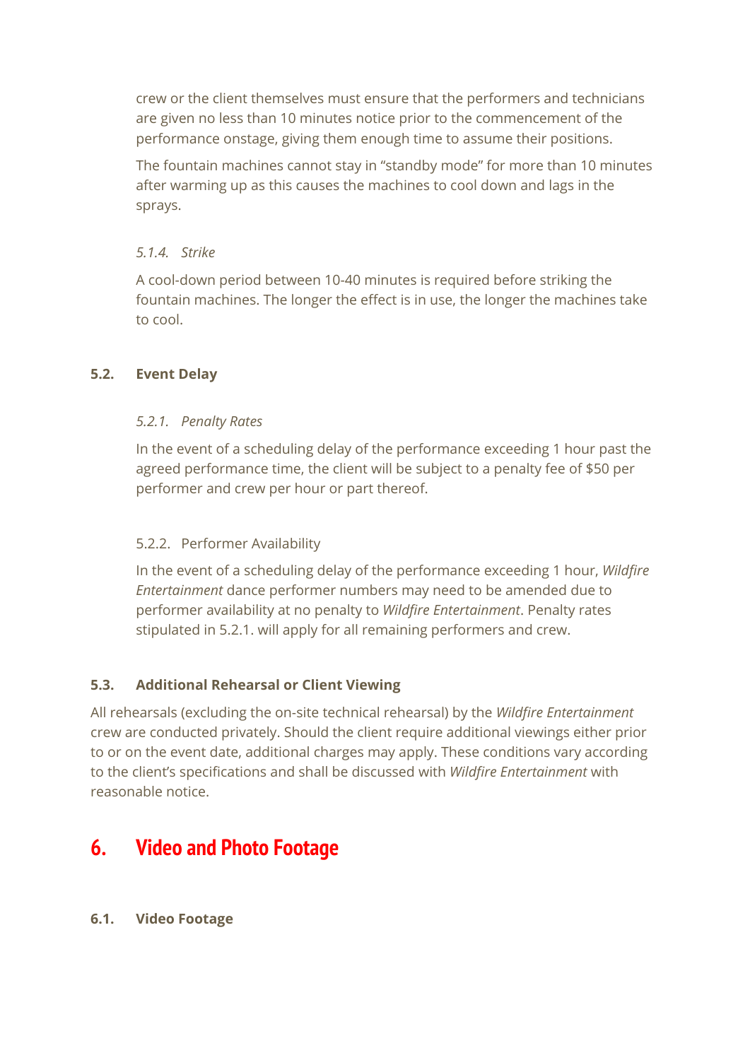crew or the client themselves must ensure that the performers and technicians are given no less than 10 minutes notice prior to the commencement of the performance onstage, giving them enough time to assume their positions.

The fountain machines cannot stay in "standby mode" for more than 10 minutes after warming up as this causes the machines to cool down and lags in the sprays.

#### *5.1.4. Strike*

A cool-down period between 10-40 minutes is required before striking the fountain machines. The longer the effect is in use, the longer the machines take to cool.

### 5.2. Event Delay

#### *5.2.1. Penalty Rates*

In the event of a scheduling delay of the performance exceeding 1 hour past the agreed performance time, the client will be subject to a penalty fee of $50 per performer and crew per hour or part thereof.

#### 5.2.2. Performer Availability

In the event of a scheduling delay of the performance exceeding 1 hour, *Wildfire Entertainment* dance performer numbers may need to be amended due to performer availability at no penalty to *Wildfire Entertainment*. Penalty rates stipulated in 5.2.1. will apply for all remaining performers and crew.

### 5.3. Additional Rehearsal or Client Viewing

All rehearsals (excluding the on-site technical rehearsal) by the *Wildfire Entertainment* crew are conducted privately. Should the client require additional viewings either prior to or on the event date, additional charges may apply. These conditions vary according to the client's specifications and shall be discussed with *Wildfire Entertainment* with reasonable notice.

## 6. Video and Photo Footage

### 6.1. Video Footage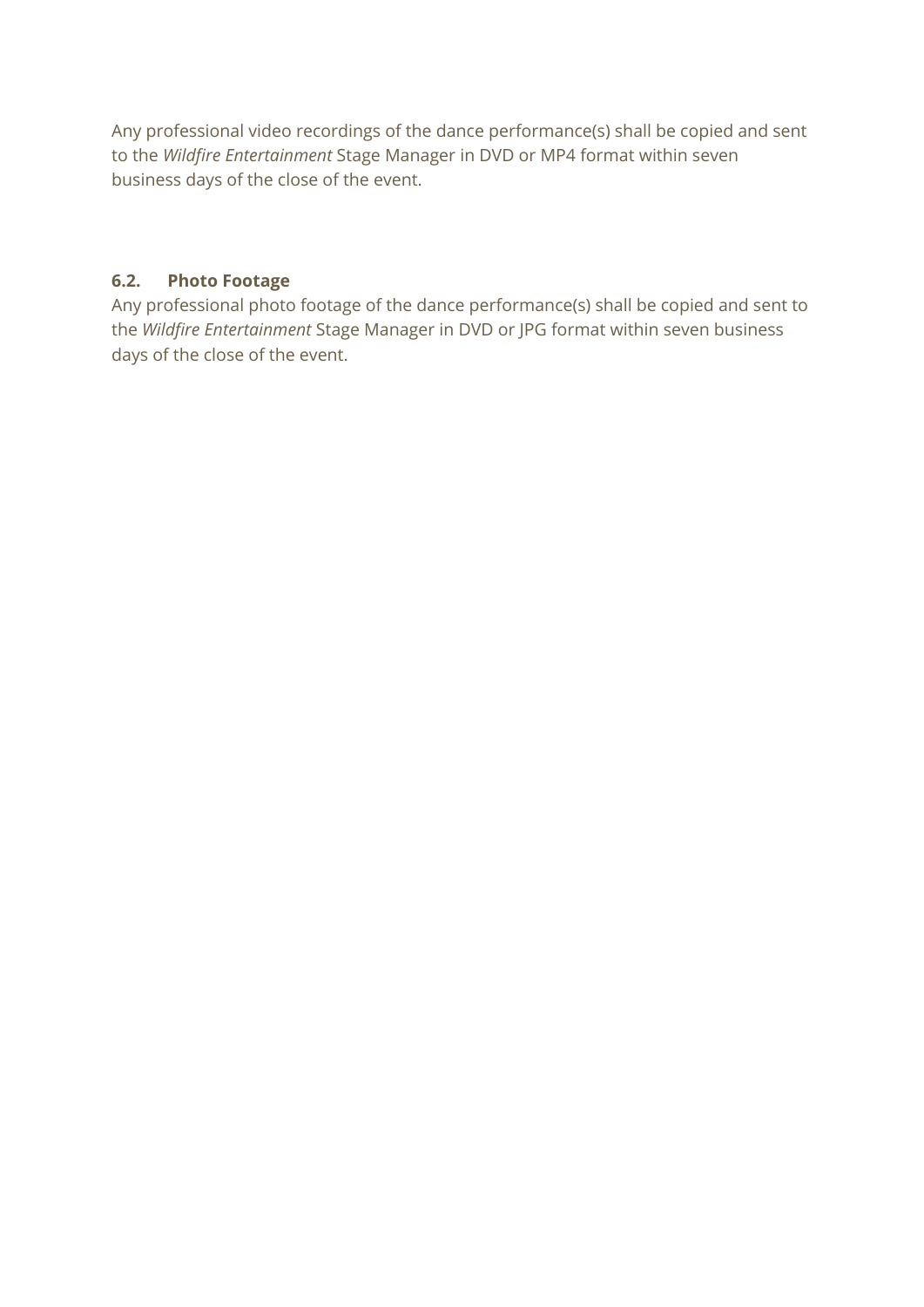Any professional video recordings of the dance performance(s) shall be copied and sent to the *Wildfire Entertainment* Stage Manager in DVD or MP4 format within seven business days of the close of the event.

### 6.2. Photo Footage

Any professional photo footage of the dance performance(s) shall be copied and sent to the *Wildfire Entertainment* Stage Manager in DVD or JPG format within seven business days of the close of the event.